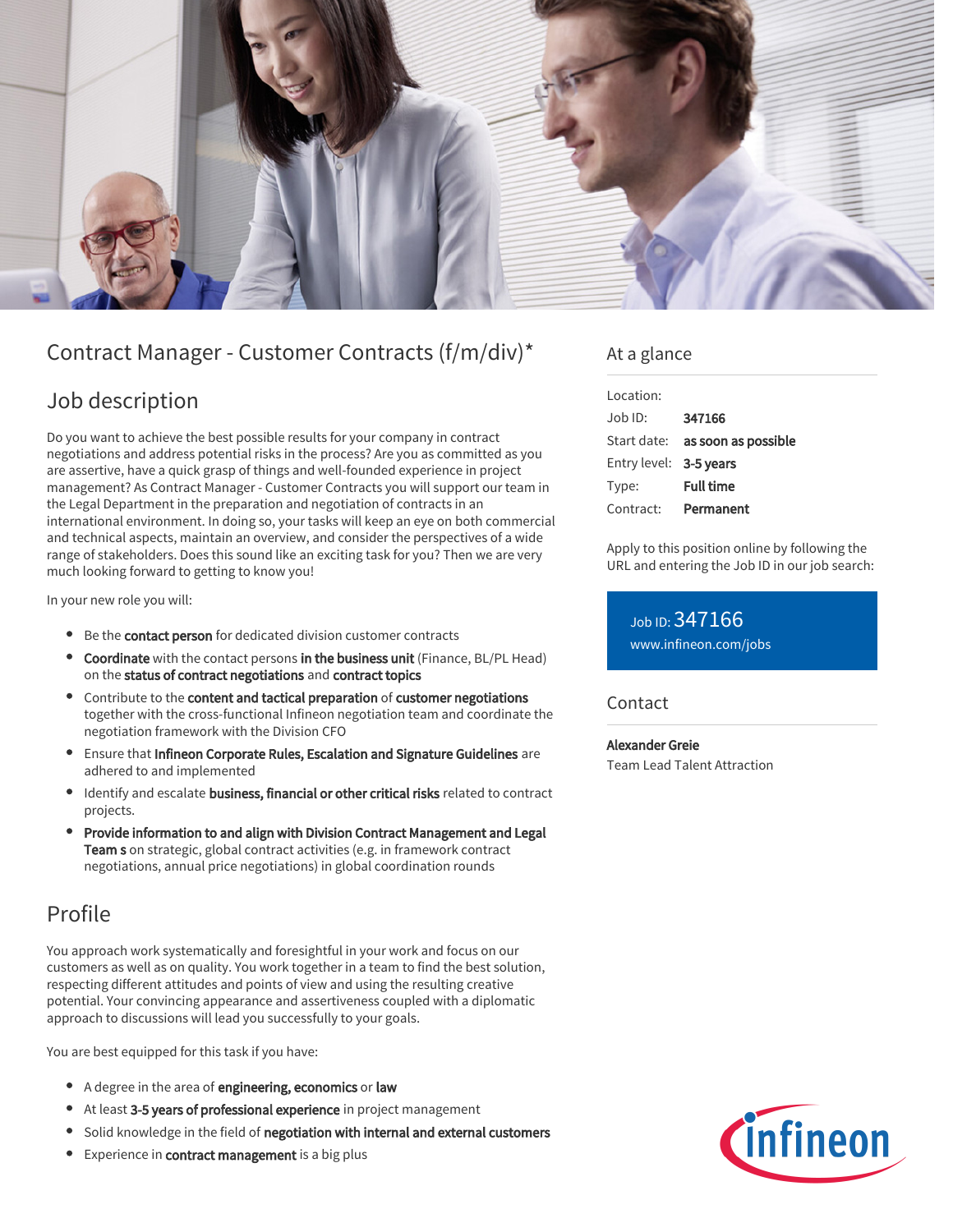# Contract Manager - Customer Contracts (f/m/div)*

## Job description

Do you want to achieve the best possible results for your company in contract negotiations and address potential risks in the process? Are you as committed as you are assertive, have a quick grasp of things and well-founded experience in project management? As Contract Manager - Customer Contracts you will support our team in the Legal Department in the preparation and negotiation of contracts in an international environment. In doing so, your tasks will keep an eye on both commercial and technical aspects, maintain an overview, and consider the perspectives of a wide range of stakeholders. Does this sound like an exciting task for you? Then we are very much looking forward to getting to know you!

In your new role you will:

- Be the **contact person** for dedicated division customer contracts
- **Coordinate** with the contact persons **in the business unit** (Finance, BL/PL Head) on the **status of contract negotiations** and **contract topics**
- Contribute to the **content and tactical preparation** of **customer negotiations** together with the cross-functional Infineon negotiation team and coordinate the negotiation framework with the Division CFO
- Ensure that **Infineon Corporate Rules, Escalation and Signature Guidelines** are adhered to and implemented
- Identify and escalate **business, financial or other critical risks** related to contract projects.
- **Provide information to and align with Division Contract Management and Legal Team s** on strategic, global contract activities (e.g. in framework contract negotiations, annual price negotiations) in global coordination rounds

## Profile

You approach work systematically and foresightful in your work and focus on our customers as well as on quality. You work together in a team to find the best solution, respecting different attitudes and points of view and using the resulting creative potential. Your convincing appearance and assertiveness coupled with a diplomatic approach to discussions will lead you successfully to your goals.

You are best equipped for this task if you have:

- A degree in the area of **engineering, economics** or **law**
- At least **3-5 years of professional experience** in project management
- Solid knowledge in the field of **negotiation with internal and external customers**
- Experience in **contract management** is a big plus

## At a glance

| | |
|---|---|
| Location: | |
| Job ID: | **347166** |
| Start date: | **as soon as possible** |
| Entry level: | **3-5 years** |
| Type: | **Full time** |
| Contract: | **Permanent** |

Apply to this position online by following the URL and entering the Job ID in our job search:

Job ID: 347166
www.infineon.com/jobs

## Contact

**Alexander Greie**
Team Lead Talent Attraction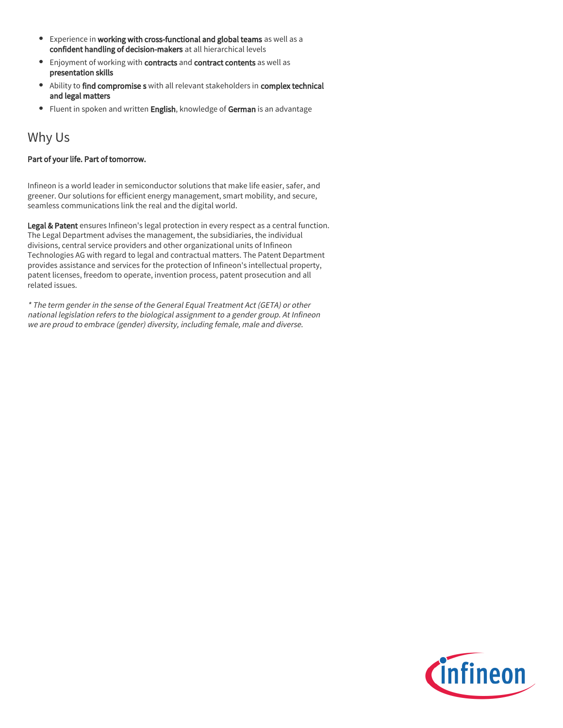- Experience in **working with cross-functional and global teams** as well as a **confident handling of decision-makers** at all hierarchical levels
- Enjoyment of working with **contracts** and **contract contents** as well as **presentation skills**
- Ability to **find compromise s** with all relevant stakeholders in **complex technical and legal matters**
- Fluent in spoken and written **English**, knowledge of **German** is an advantage

## Why Us

**Part of your life. Part of tomorrow.**

Infineon is a world leader in semiconductor solutions that make life easier, safer, and greener. Our solutions for efficient energy management, smart mobility, and secure, seamless communications link the real and the digital world.

**Legal & Patent** ensures Infineon's legal protection in every respect as a central function. The Legal Department advises the management, the subsidiaries, the individual divisions, central service providers and other organizational units of Infineon Technologies AG with regard to legal and contractual matters. The Patent Department provides assistance and services for the protection of Infineon's intellectual property, patent licenses, freedom to operate, invention process, patent prosecution and all related issues.

*\* The term gender in the sense of the General Equal Treatment Act (GETA) or other national legislation refers to the biological assignment to a gender group. At Infineon we are proud to embrace (gender) diversity, including female, male and diverse.*